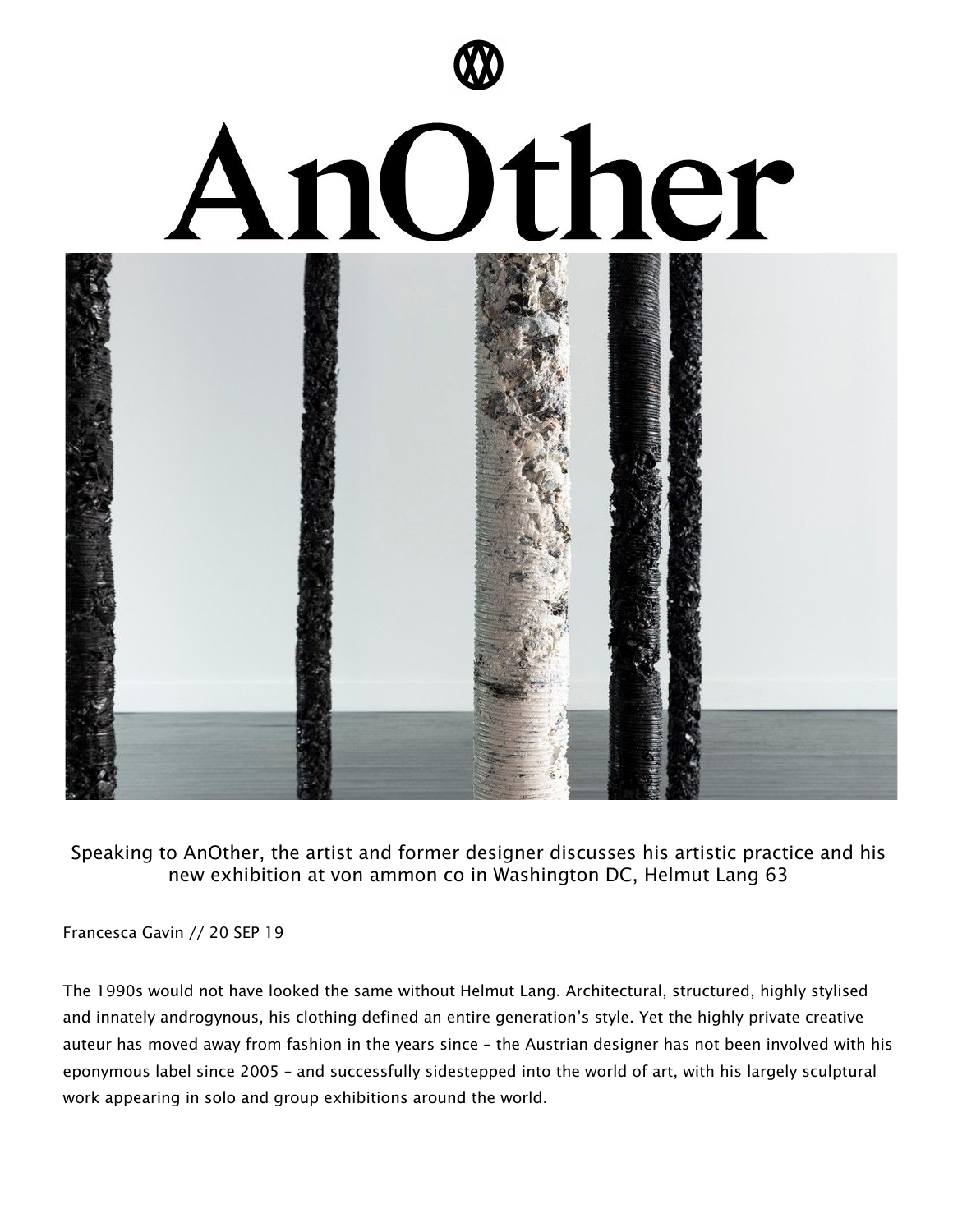# AnOther

Speaking to AnOther, the artist and former designer discusses his artistic practice and his new exhibition at von ammon co in Washington DC, Helmut Lang 63

Francesca Gavin // 20 SEP 19

The 1990s would not have looked the same without Helmut Lang. Architectural, structured, highly stylised and innately androgynous, his clothing defined an entire generation's style. Yet the highly private creative auteur has moved away from fashion in the years since – the Austrian designer has not been involved with his eponymous label since 2005 – and successfully sidestepped into the world of art, with his largely sculptural work appearing in solo and group exhibitions around the world.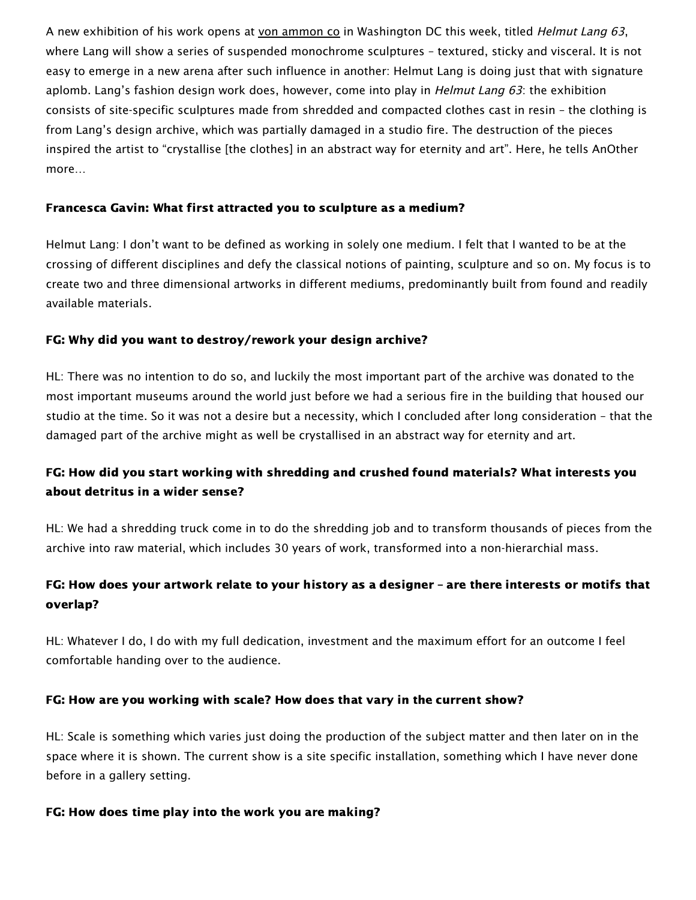A new exhibition of his work opens at von ammon co in Washington DC this week, titled *Helmut Lang 63*, where Lang will show a series of suspended monochrome sculptures – textured, sticky and visceral. It is not easy to emerge in a new arena after such influence in another: Helmut Lang is doing just that with signature aplomb. Lang's fashion design work does, however, come into play in *Helmut Lang 63*: the exhibition consists of site-specific sculptures made from shredded and compacted clothes cast in resin – the clothing is from Lang's design archive, which was partially damaged in a studio fire. The destruction of the pieces inspired the artist to "crystallise [the clothes] in an abstract way for eternity and art". Here, he tells AnOther more…

**Francesca Gavin: What first attracted you to sculpture as a medium?**

Helmut Lang: I don't want to be defined as working in solely one medium. I felt that I wanted to be at the crossing of different disciplines and defy the classical notions of painting, sculpture and so on. My focus is to create two and three dimensional artworks in different mediums, predominantly built from found and readily available materials.

**FG: Why did you want to destroy/rework your design archive?**

HL: There was no intention to do so, and luckily the most important part of the archive was donated to the most important museums around the world just before we had a serious fire in the building that housed our studio at the time. So it was not a desire but a necessity, which I concluded after long consideration – that the damaged part of the archive might as well be crystallised in an abstract way for eternity and art.

**FG: How did you start working with shredding and crushed found materials? What interests you about detritus in a wider sense?**

HL: We had a shredding truck come in to do the shredding job and to transform thousands of pieces from the archive into raw material, which includes 30 years of work, transformed into a non-hierarchial mass.

**FG: How does your artwork relate to your history as a designer – are there interests or motifs that overlap?**

HL: Whatever I do, I do with my full dedication, investment and the maximum effort for an outcome I feel comfortable handing over to the audience.

**FG: How are you working with scale? How does that vary in the current show?**

HL: Scale is something which varies just doing the production of the subject matter and then later on in the space where it is shown. The current show is a site specific installation, something which I have never done before in a gallery setting.

**FG: How does time play into the work you are making?**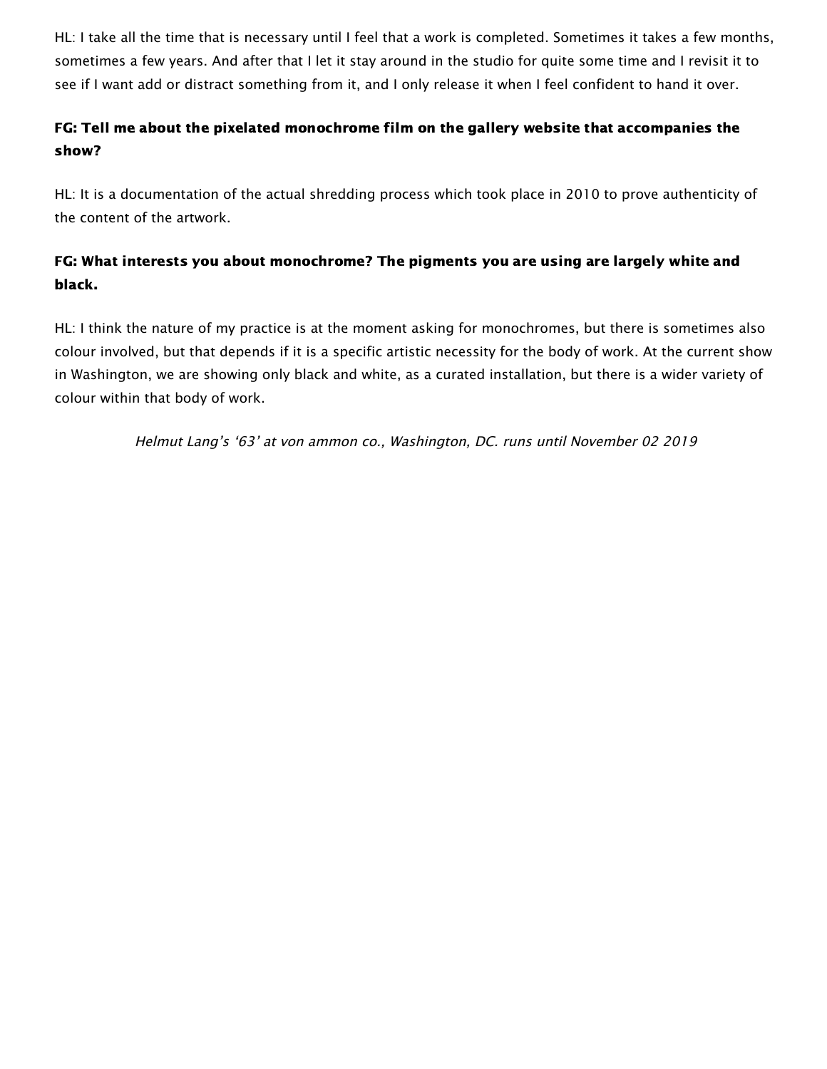HL: I take all the time that is necessary until I feel that a work is completed. Sometimes it takes a few months, sometimes a few years. And after that I let it stay around in the studio for quite some time and I revisit it to see if I want add or distract something from it, and I only release it when I feel confident to hand it over.

**FG: Tell me about the pixelated monochrome film on the gallery website that accompanies the show?**

HL: It is a documentation of the actual shredding process which took place in 2010 to prove authenticity of the content of the artwork.

**FG: What interests you about monochrome? The pigments you are using are largely white and black.**

HL: I think the nature of my practice is at the moment asking for monochromes, but there is sometimes also colour involved, but that depends if it is a specific artistic necessity for the body of work. At the current show in Washington, we are showing only black and white, as a curated installation, but there is a wider variety of colour within that body of work.

*Helmut Lang's '63' at von ammon co., Washington, DC. runs until November 02 2019*